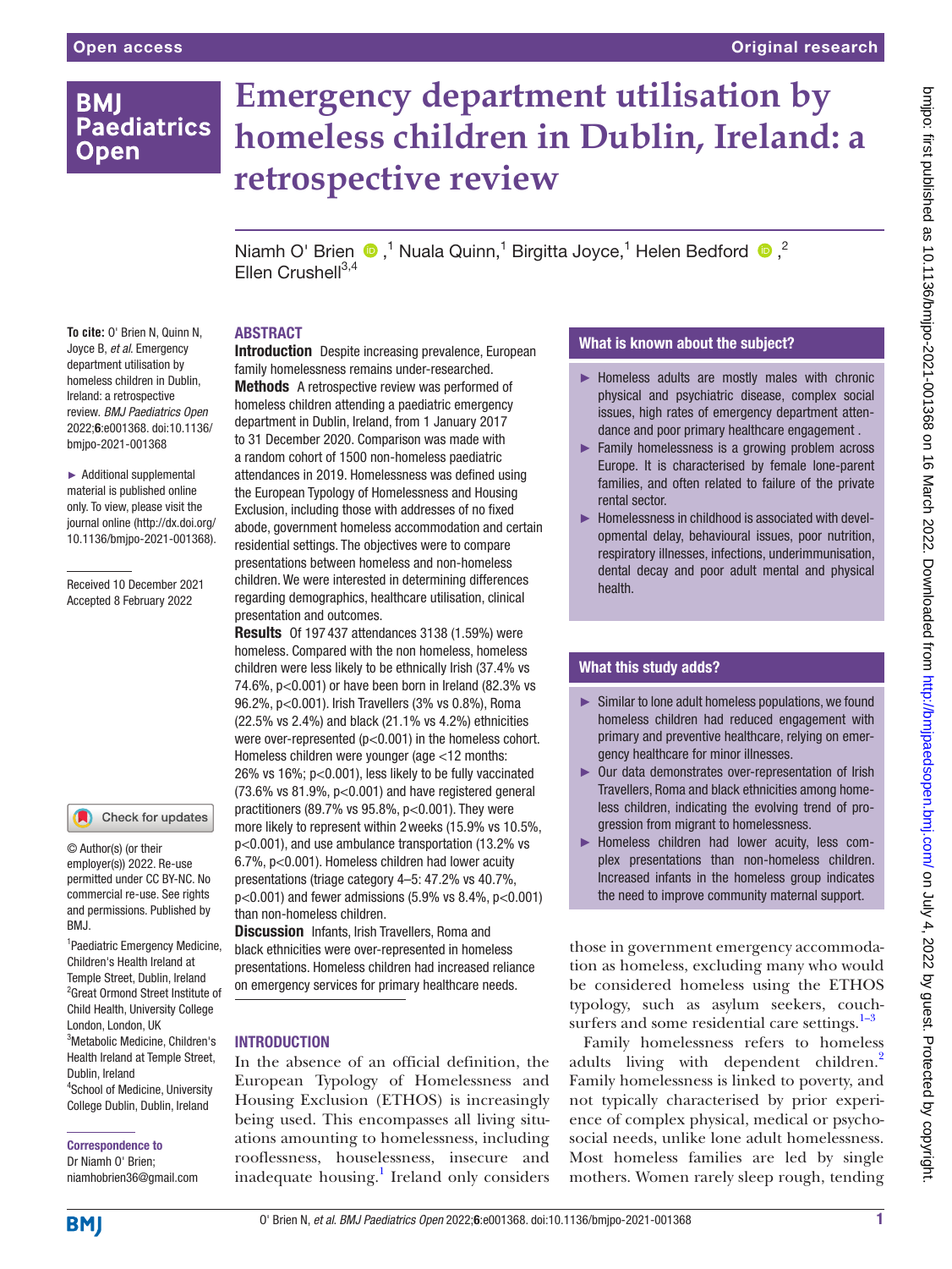Open access | Original research

# Emergency department utilisation by homeless children in Dublin, Ireland: a retrospective review

Niamh O' Brien,[1] Nuala Quinn,[1] Birgitta Joyce,[1] Helen Bedford,[2] Ellen Crushell[3,4]

**To cite:** O' Brien N, Quinn N, Joyce B, *et al*. Emergency department utilisation by homeless children in Dublin, Ireland: a retrospective review. *BMJ Paediatrics Open* 2022;**6**:e001368. doi:10.1136/bmjpo-2021-001368

► Additional supplemental material is published online only. To view, please visit the journal online (http://dx.doi.org/10.1136/bmjpo-2021-001368).

Received 10 December 2021
Accepted 8 February 2022

© Author(s) (or their employer(s)) 2022. Re-use permitted under CC BY-NC. No commercial re-use. See rights and permissions. Published by BMJ.

[1]Paediatric Emergency Medicine, Children's Health Ireland at Temple Street, Dublin, Ireland
[2]Great Ormond Street Institute of Child Health, University College London, London, UK
[3]Metabolic Medicine, Children's Health Ireland at Temple Street, Dublin, Ireland
[4]School of Medicine, University College Dublin, Dublin, Ireland

**Correspondence to**
Dr Niamh O' Brien; niamhobrien36@gmail.com

## ABSTRACT

**Introduction** Despite increasing prevalence, European family homelessness remains under-researched.

**Methods** A retrospective review was performed of homeless children attending a paediatric emergency department in Dublin, Ireland, from 1 January 2017 to 31 December 2020. Comparison was made with a random cohort of 1500 non-homeless paediatric attendances in 2019. Homelessness was defined using the European Typology of Homelessness and Housing Exclusion, including those with addresses of no fixed abode, government homeless accommodation and certain residential settings. The objectives were to compare presentations between homeless and non-homeless children. We were interested in determining differences regarding demographics, healthcare utilisation, clinical presentation and outcomes.

**Results** Of 197 437 attendances 3138 (1.59%) were homeless. Compared with the non homeless, homeless children were less likely to be ethnically Irish (37.4% vs 74.6%, $p<0.001$) or have been born in Ireland (82.3% vs 96.2%, $p<0.001$). Irish Travellers (3% vs 0.8%), Roma (22.5% vs 2.4%) and black (21.1% vs 4.2%) ethnicities were over-represented ($p<0.001$) in the homeless cohort. Homeless children were younger (age <12 months: 26% vs 16%; $p<0.001$), less likely to be fully vaccinated (73.6% vs 81.9%, $p<0.001$) and have registered general practitioners (89.7% vs 95.8%, $p<0.001$). They were more likely to represent within 2 weeks (15.9% vs 10.5%, $p<0.001$), and use ambulance transportation (13.2% vs 6.7%, $p<0.001$). Homeless children had lower acuity presentations (triage category 4–5: 47.2% vs 40.7%, $p<0.001$) and fewer admissions (5.9% vs 8.4%, $p<0.001$) than non-homeless children.

**Discussion** Infants, Irish Travellers, Roma and black ethnicities were over-represented in homeless presentations. Homeless children had increased reliance on emergency services for primary healthcare needs.

### What is known about the subject?

- Homeless adults are mostly males with chronic physical and psychiatric disease, complex social issues, high rates of emergency department attendance and poor primary healthcare engagement .
- Family homelessness is a growing problem across Europe. It is characterised by female lone-parent families, and often related to failure of the private rental sector.
- Homelessness in childhood is associated with developmental delay, behavioural issues, poor nutrition, respiratory illnesses, infections, underimmunisation, dental decay and poor adult mental and physical health.

### What this study adds?

- Similar to lone adult homeless populations, we found homeless children had reduced engagement with primary and preventive healthcare, relying on emergency healthcare for minor illnesses.
- Our data demonstrates over-representation of Irish Travellers, Roma and black ethnicities among homeless children, indicating the evolving trend of progression from migrant to homelessness.
- Homeless children had lower acuity, less complex presentations than non-homeless children. Increased infants in the homeless group indicates the need to improve community maternal support.

## INTRODUCTION

In the absence of an official definition, the European Typology of Homelessness and Housing Exclusion (ETHOS) is increasingly being used. This encompasses all living situations amounting to homelessness, including rooflessness, houselessness, insecure and inadequate housing.[1] Ireland only considers those in government emergency accommodation as homeless, excluding many who would be considered homeless using the ETHOS typology, such as asylum seekers, couch-surfers and some residential care settings.[1–3]

Family homelessness refers to homeless adults living with dependent children.[2] Family homelessness is linked to poverty, and not typically characterised by prior experience of complex physical, medical or psychosocial needs, unlike lone adult homelessness. Most homeless families are led by single mothers. Women rarely sleep rough, tending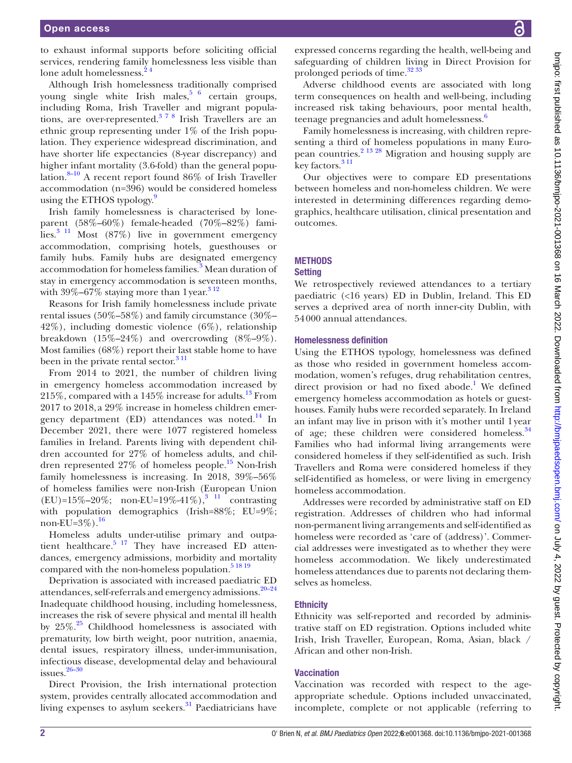to exhaust informal supports before soliciting official services, rendering family homelessness less visible than lone adult homelessness.[2 4]

Although Irish homelessness traditionally comprised young single white Irish males,[5 6] certain groups, including Roma, Irish Traveller and migrant populations, are over-represented.[3 7 8] Irish Travellers are an ethnic group representing under 1% of the Irish population. They experience widespread discrimination, and have shorter life expectancies (8-year discrepancy) and higher infant mortality (3.6-fold) than the general population.[8–10] A recent report found 86% of Irish Traveller accommodation (n=396) would be considered homeless using the ETHOS typology.[9]

Irish family homelessness is characterised by lone-parent (58%–60%) female-headed (70%–82%) families.[3 11] Most (87%) live in government emergency accommodation, comprising hotels, guesthouses or family hubs. Family hubs are designated emergency accommodation for homeless families.[3] Mean duration of stay in emergency accommodation is seventeen months, with 39%–67% staying more than 1 year.[3 12]

Reasons for Irish family homelessness include private rental issues (50%–58%) and family circumstance (30%–42%), including domestic violence (6%), relationship breakdown (15%–24%) and overcrowding (8%–9%). Most families (68%) report their last stable home to have been in the private rental sector.[3 11]

From 2014 to 2021, the number of children living in emergency homeless accommodation increased by 215%, compared with a 145% increase for adults.[13] From 2017 to 2018, a 29% increase in homeless children emergency department (ED) attendances was noted.[14] In December 2021, there were 1077 registered homeless families in Ireland. Parents living with dependent children accounted for 27% of homeless adults, and children represented 27% of homeless people.[15] Non-Irish family homelessness is increasing. In 2018, 39%–56% of homeless families were non-Irish (European Union (EU)=15%–20%; non-EU=19%-41%),[3 11] contrasting with population demographics (Irish=88%; EU=9%; non-EU=3%).[16]

Homeless adults under-utilise primary and outpatient healthcare.[5 17] They have increased ED attendances, emergency admissions, morbidity and mortality compared with the non-homeless population.[5 18 19]

Deprivation is associated with increased paediatric ED attendances, self-referrals and emergency admissions.[20–24] Inadequate childhood housing, including homelessness, increases the risk of severe physical and mental ill health by 25%.[25] Childhood homelessness is associated with prematurity, low birth weight, poor nutrition, anaemia, dental issues, respiratory illness, under-immunisation, infectious disease, developmental delay and behavioural issues.[26–30]

Direct Provision, the Irish international protection system, provides centrally allocated accommodation and living expenses to asylum seekers.[31] Paediatricians have expressed concerns regarding the health, well-being and safeguarding of children living in Direct Provision for prolonged periods of time.[32 33]

Adverse childhood events are associated with long term consequences on health and well-being, including increased risk taking behaviours, poor mental health, teenage pregnancies and adult homelessness.[6]

Family homelessness is increasing, with children representing a third of homeless populations in many European countries.[2 13 28] Migration and housing supply are key factors.[3 11]

Our objectives were to compare ED presentations between homeless and non-homeless children. We were interested in determining differences regarding demographics, healthcare utilisation, clinical presentation and outcomes.

## METHODS

### Setting

We retrospectively reviewed attendances to a tertiary paediatric (<16 years) ED in Dublin, Ireland. This ED serves a deprived area of north inner-city Dublin, with 54 000 annual attendances.

### Homelessness definition

Using the ETHOS typology, homelessness was defined as those who resided in government homeless accommodation, women's refuges, drug rehabilitation centres, direct provision or had no fixed abode.[1] We defined emergency homeless accommodation as hotels or guesthouses. Family hubs were recorded separately. In Ireland an infant may live in prison with it's mother until 1 year of age; these children were considered homeless.[34] Families who had informal living arrangements were considered homeless if they self-identified as such. Irish Travellers and Roma were considered homeless if they self-identified as homeless, or were living in emergency homeless accommodation.

Addresses were recorded by administrative staff on ED registration. Addresses of children who had informal non-permanent living arrangements and self-identified as homeless were recorded as 'care of (address)'. Commercial addresses were investigated as to whether they were homeless accommodation. We likely underestimated homeless attendances due to parents not declaring themselves as homeless.

### Ethnicity

Ethnicity was self-reported and recorded by administrative staff on ED registration. Options included white Irish, Irish Traveller, European, Roma, Asian, black / African and other non-Irish.

### Vaccination

Vaccination was recorded with respect to the age-appropriate schedule. Options included unvaccinated, incomplete, complete or not applicable (referring to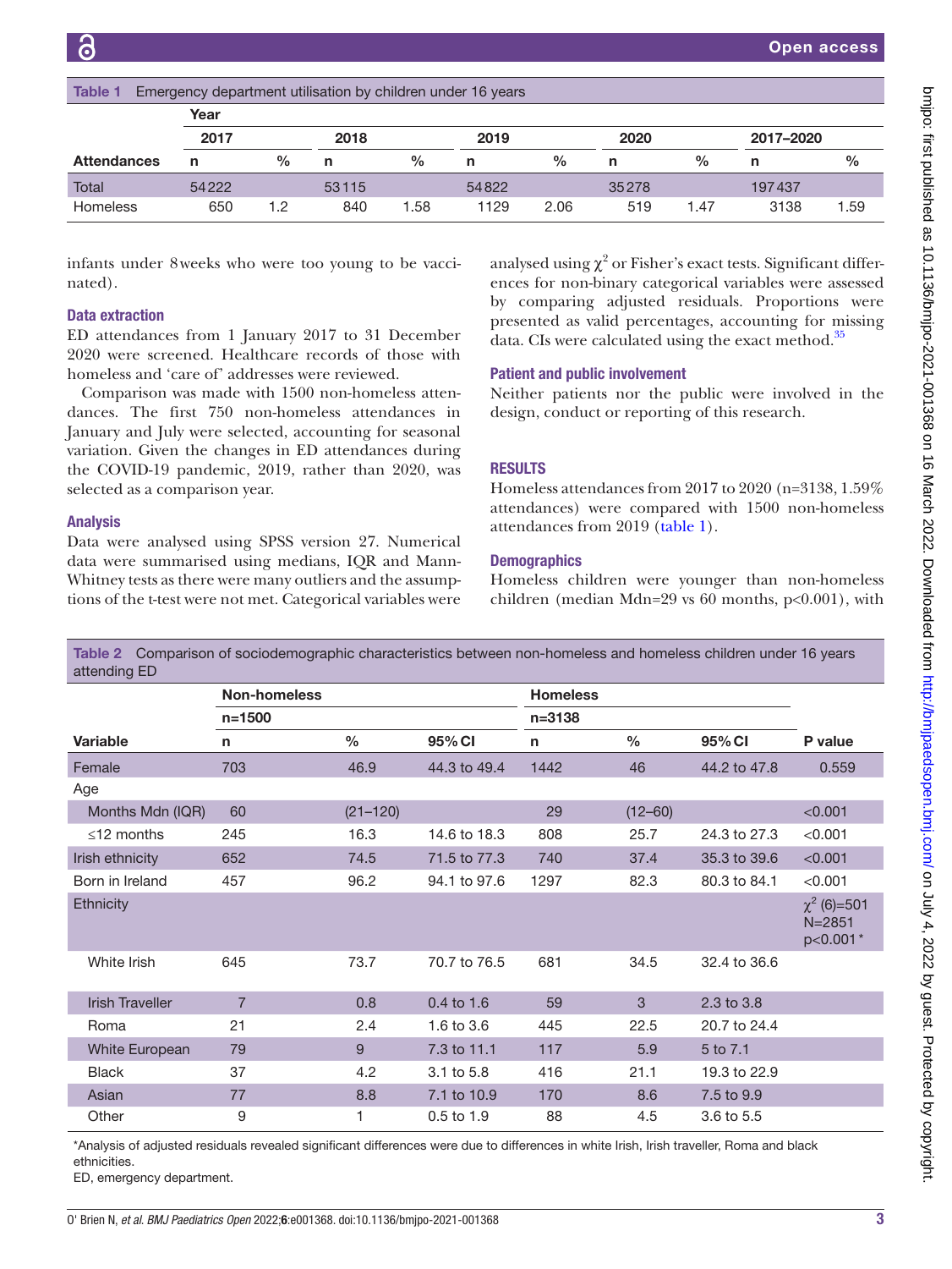Table 1 Emergency department utilisation by children under 16 years

| | Year | | | | | | | | | |
|---|---|---|---|---|---|---|---|---|---|---|
| | 2017 | | 2018 | | 2019 | | 2020 | | 2017–2020 | |
| **Attendances** | n | % | n | % | n | % | n | % | n | % |
| Total | 54222 | | 53115 | | 54822 | | 35278 | | 197437 | |
| Homeless | 650 | 1.2 | 840 | 1.58 | 1129 | 2.06 | 519 | 1.47 | 3138 | 1.59 |

infants under 8 weeks who were too young to be vaccinated).

### Data extraction

ED attendances from 1 January 2017 to 31 December 2020 were screened. Healthcare records of those with homeless and 'care of' addresses were reviewed.

Comparison was made with 1500 non-homeless attendances. The first 750 non-homeless attendances in January and July were selected, accounting for seasonal variation. Given the changes in ED attendances during the COVID-19 pandemic, 2019, rather than 2020, was selected as a comparison year.

### Analysis

Data were analysed using SPSS version 27. Numerical data were summarised using medians, IQR and Mann-Whitney tests as there were many outliers and the assumptions of the t-test were not met. Categorical variables were analysed using $\chi^2$ or Fisher's exact tests. Significant differences for non-binary categorical variables were assessed by comparing adjusted residuals. Proportions were presented as valid percentages, accounting for missing data. CIs were calculated using the exact method.[35]

### Patient and public involvement

Neither patients nor the public were involved in the design, conduct or reporting of this research.

## RESULTS

Homeless attendances from 2017 to 2020 (n=3138, 1.59% attendances) were compared with 1500 non-homeless attendances from 2019 (table 1).

### Demographics

Homeless children were younger than non-homeless children (median Mdn=29 vs 60 months, p<0.001), with

Table 2 Comparison of sociodemographic characteristics between non-homeless and homeless children under 16 years attending ED

| | Non-homeless | | | Homeless | | | |
|---|---|---|---|---|---|---|---|
| | n=1500 | | | n=3138 | | | |
| **Variable** | n | % | 95% CI | n | % | 95% CI | P value |
| Female | 703 | 46.9 | 44.3 to 49.4 | 1442 | 46 | 44.2 to 47.8 | 0.559 |
| Age | | | | | | | |
| Months Mdn (IQR) | 60 | (21–120) | | 29 | (12–60) | | <0.001 |
| ≤12 months | 245 | 16.3 | 14.6 to 18.3 | 808 | 25.7 | 24.3 to 27.3 | <0.001 |
| Irish ethnicity | 652 | 74.5 | 71.5 to 77.3 | 740 | 37.4 | 35.3 to 39.6 | <0.001 |
| Born in Ireland | 457 | 96.2 | 94.1 to 97.6 | 1297 | 82.3 | 80.3 to 84.1 | <0.001 |
| Ethnicity | | | | | | | $\chi^2$ (6)=501 N=2851 p<0.001* |
| White Irish | 645 | 73.7 | 70.7 to 76.5 | 681 | 34.5 | 32.4 to 36.6 | |
| Irish Traveller | 7 | 0.8 | 0.4 to 1.6 | 59 | 3 | 2.3 to 3.8 | |
| Roma | 21 | 2.4 | 1.6 to 3.6 | 445 | 22.5 | 20.7 to 24.4 | |
| White European | 79 | 9 | 7.3 to 11.1 | 117 | 5.9 | 5 to 7.1 | |
| Black | 37 | 4.2 | 3.1 to 5.8 | 416 | 21.1 | 19.3 to 22.9 | |
| Asian | 77 | 8.8 | 7.1 to 10.9 | 170 | 8.6 | 7.5 to 9.9 | |
| Other | 9 | 1 | 0.5 to 1.9 | 88 | 4.5 | 3.6 to 5.5 | |

*Analysis of adjusted residuals revealed significant differences were due to differences in white Irish, Irish traveller, Roma and black ethnicities.

ED, emergency department.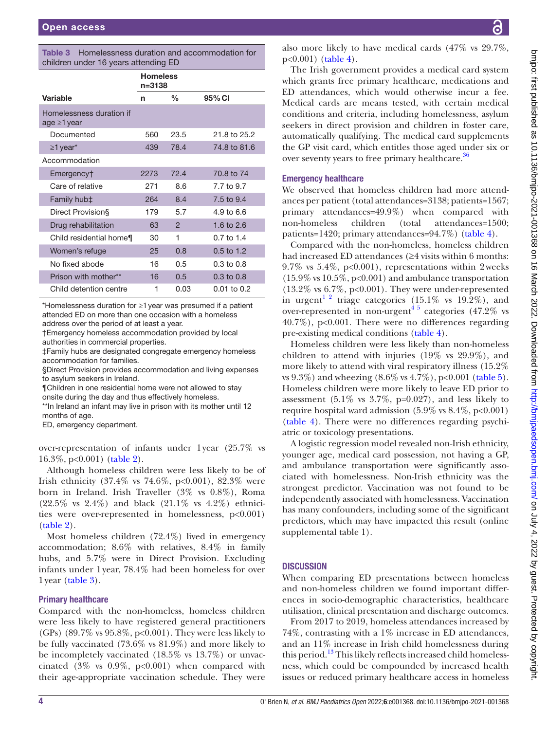Table 3 Homelessness duration and accommodation for children under 16 years attending ED

| Variable | Homeless n=3138 | | |
|---|---|---|---|
| | n | % | 95% CI |
| Homelessness duration if age ≥1 year | | | |
| Documented | 560 | 23.5 | 21.8 to 25.2 |
| ≥1 year* | 439 | 78.4 | 74.8 to 81.6 |
| Accommodation | | | |
| Emergency† | 2273 | 72.4 | 70.8 to 74 |
| Care of relative | 271 | 8.6 | 7.7 to 9.7 |
| Family hub‡ | 264 | 8.4 | 7.5 to 9.4 |
| Direct Provision§ | 179 | 5.7 | 4.9 to 6.6 |
| Drug rehabilitation | 63 | 2 | 1.6 to 2.6 |
| Child residential home¶ | 30 | 1 | 0.7 to 1.4 |
| Women's refuge | 25 | 0.8 | 0.5 to 1.2 |
| No fixed abode | 16 | 0.5 | 0.3 to 0.8 |
| Prison with mother** | 16 | 0.5 | 0.3 to 0.8 |
| Child detention centre | 1 | 0.03 | 0.01 to 0.2 |

*Homelessness duration for ≥1 year was presumed if a patient attended ED on more than one occasion with a homeless address over the period of at least a year.
†Emergency homeless accommodation provided by local authorities in commercial properties.
‡Family hubs are designated congregate emergency homeless accommodation for families.
§Direct Provision provides accommodation and living expenses to asylum seekers in Ireland.
¶Children in one residential home were not allowed to stay onsite during the day and thus effectively homeless.
**In Ireland an infant may live in prison with its mother until 12 months of age.
ED, emergency department.

over-representation of infants under 1 year (25.7% vs 16.3%, p<0.001) (table 2).

Although homeless children were less likely to be of Irish ethnicity (37.4% vs 74.6%, p<0.001), 82.3% were born in Ireland. Irish Traveller (3% vs 0.8%), Roma (22.5% vs 2.4%) and black (21.1% vs 4.2%) ethnicities were over-represented in homelessness, p<0.001 (table 2).

Most homeless children (72.4%) lived in emergency accommodation; 8.6% with relatives, 8.4% in family hubs, and 5.7% were in Direct Provision. Excluding infants under 1 year, 78.4% had been homeless for over 1 year (table 3).

## Primary healthcare

Compared with the non-homeless, homeless children were less likely to have registered general practitioners (GPs) (89.7% vs 95.8%, p<0.001). They were less likely to be fully vaccinated (73.6% vs 81.9%) and more likely to be incompletely vaccinated (18.5% vs 13.7%) or unvaccinated (3% vs 0.9%, p<0.001) when compared with their age-appropriate vaccination schedule. They were also more likely to have medical cards (47% vs 29.7%, p<0.001) (table 4).

The Irish government provides a medical card system which grants free primary healthcare, medications and ED attendances, which would otherwise incur a fee. Medical cards are means tested, with certain medical conditions and criteria, including homelessness, asylum seekers in direct provision and children in foster care, automatically qualifying. The medical card supplements the GP visit card, which entitles those aged under six or over seventy years to free primary healthcare.[36]

## Emergency healthcare

We observed that homeless children had more attendances per patient (total attendances=3138; patients=1567; primary attendances=49.9%) when compared with non-homeless children (total attendances=1500; patients=1420; primary attendances=94.7%) (table 4).

Compared with the non-homeless, homeless children had increased ED attendances (≥4 visits within 6 months: 9.7% vs 5.4%, p<0.001), representations within 2 weeks (15.9% vs 10.5%, p<0.001) and ambulance transportation (13.2% vs 6.7%, p<0.001). They were under-represented in urgent[1 2] triage categories (15.1% vs 19.2%), and over-represented in non-urgent[4 5] categories (47.2% vs 40.7%), p<0.001. There were no differences regarding pre-existing medical conditions (table 4).

Homeless children were less likely than non-homeless children to attend with injuries (19% vs 29.9%), and more likely to attend with viral respiratory illness (15.2% vs 9.3%) and wheezing (8.6% vs 4.7%), p<0.001 (table 5). Homeless children were more likely to leave ED prior to assessment (5.1% vs 3.7%, p=0.027), and less likely to require hospital ward admission (5.9% vs 8.4%, p<0.001) (table 4). There were no differences regarding psychiatric or toxicology presentations.

A logistic regression model revealed non-Irish ethnicity, younger age, medical card possession, not having a GP, and ambulance transportation were significantly associated with homelessness. Non-Irish ethnicity was the strongest predictor. Vaccination was not found to be independently associated with homelessness. Vaccination has many confounders, including some of the significant predictors, which may have impacted this result (online supplemental table 1).

## DISCUSSION

When comparing ED presentations between homeless and non-homeless children we found important differences in socio-demographic characteristics, healthcare utilisation, clinical presentation and discharge outcomes.

From 2017 to 2019, homeless attendances increased by 74%, contrasting with a 1% increase in ED attendances, and an 11% increase in Irish child homelessness during this period.[13] This likely reflects increased child homelessness, which could be compounded by increased health issues or reduced primary healthcare access in homeless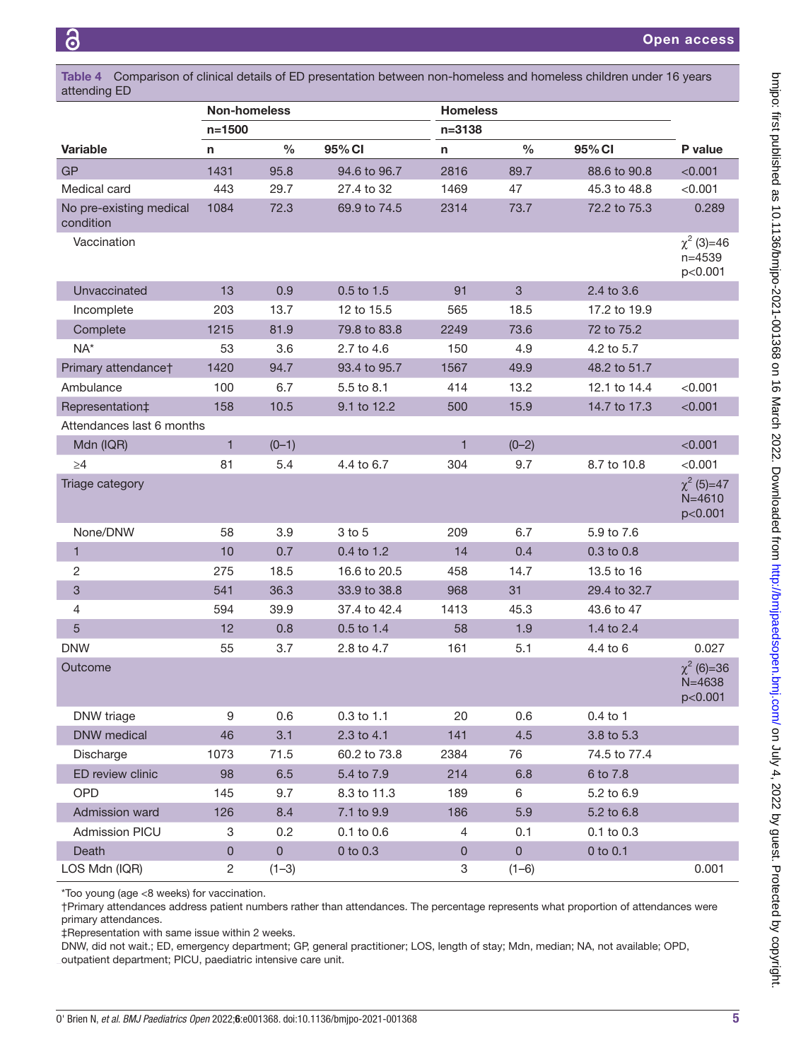Table 4 Comparison of clinical details of ED presentation between non-homeless and homeless children under 16 years attending ED

| | Non-homeless | | | Homeless | | | |
|---|---|---|---|---|---|---|---|
| | n=1500 | | | n=3138 | | | |
| Variable | n | % | 95% CI | n | % | 95% CI | P value |
| GP | 1431 | 95.8 | 94.6 to 96.7 | 2816 | 89.7 | 88.6 to 90.8 | <0.001 |
| Medical card | 443 | 29.7 | 27.4 to 32 | 1469 | 47 | 45.3 to 48.8 | <0.001 |
| No pre-existing medical condition | 1084 | 72.3 | 69.9 to 74.5 | 2314 | 73.7 | 72.2 to 75.3 | 0.289 |
| Vaccination | | | | | | | $\chi^2$ (3)=46 n=4539 p<0.001 |
| Unvaccinated | 13 | 0.9 | 0.5 to 1.5 | 91 | 3 | 2.4 to 3.6 | |
| Incomplete | 203 | 13.7 | 12 to 15.5 | 565 | 18.5 | 17.2 to 19.9 | |
| Complete | 1215 | 81.9 | 79.8 to 83.8 | 2249 | 73.6 | 72 to 75.2 | |
| NA* | 53 | 3.6 | 2.7 to 4.6 | 150 | 4.9 | 4.2 to 5.7 | |
| Primary attendance† | 1420 | 94.7 | 93.4 to 95.7 | 1567 | 49.9 | 48.2 to 51.7 | |
| Ambulance | 100 | 6.7 | 5.5 to 8.1 | 414 | 13.2 | 12.1 to 14.4 | <0.001 |
| Representation‡ | 158 | 10.5 | 9.1 to 12.2 | 500 | 15.9 | 14.7 to 17.3 | <0.001 |
| Attendances last 6 months | | | | | | | |
| Mdn (IQR) | 1 | (0–1) | | 1 | (0–2) | | <0.001 |
| ≥4 | 81 | 5.4 | 4.4 to 6.7 | 304 | 9.7 | 8.7 to 10.8 | <0.001 |
| Triage category | | | | | | | $\chi^2$ (5)=47 N=4610 p<0.001 |
| None/DNW | 58 | 3.9 | 3 to 5 | 209 | 6.7 | 5.9 to 7.6 | |
| 1 | 10 | 0.7 | 0.4 to 1.2 | 14 | 0.4 | 0.3 to 0.8 | |
| 2 | 275 | 18.5 | 16.6 to 20.5 | 458 | 14.7 | 13.5 to 16 | |
| 3 | 541 | 36.3 | 33.9 to 38.8 | 968 | 31 | 29.4 to 32.7 | |
| 4 | 594 | 39.9 | 37.4 to 42.4 | 1413 | 45.3 | 43.6 to 47 | |
| 5 | 12 | 0.8 | 0.5 to 1.4 | 58 | 1.9 | 1.4 to 2.4 | |
| DNW | 55 | 3.7 | 2.8 to 4.7 | 161 | 5.1 | 4.4 to 6 | 0.027 |
| Outcome | | | | | | | $\chi^2$ (6)=36 N=4638 p<0.001 |
| DNW triage | 9 | 0.6 | 0.3 to 1.1 | 20 | 0.6 | 0.4 to 1 | |
| DNW medical | 46 | 3.1 | 2.3 to 4.1 | 141 | 4.5 | 3.8 to 5.3 | |
| Discharge | 1073 | 71.5 | 60.2 to 73.8 | 2384 | 76 | 74.5 to 77.4 | |
| ED review clinic | 98 | 6.5 | 5.4 to 7.9 | 214 | 6.8 | 6 to 7.8 | |
| OPD | 145 | 9.7 | 8.3 to 11.3 | 189 | 6 | 5.2 to 6.9 | |
| Admission ward | 126 | 8.4 | 7.1 to 9.9 | 186 | 5.9 | 5.2 to 6.8 | |
| Admission PICU | 3 | 0.2 | 0.1 to 0.6 | 4 | 0.1 | 0.1 to 0.3 | |
| Death | 0 | 0 | 0 to 0.3 | 0 | 0 | 0 to 0.1 | |
| LOS Mdn (IQR) | 2 | (1–3) | | 3 | (1–6) | | 0.001 |

*Too young (age <8 weeks) for vaccination.
†Primary attendances address patient numbers rather than attendances. The percentage represents what proportion of attendances were primary attendances.
‡Representation with same issue within 2 weeks.
DNW, did not wait.; ED, emergency department; GP, general practitioner; LOS, length of stay; Mdn, median; NA, not available; OPD, outpatient department; PICU, paediatric intensive care unit.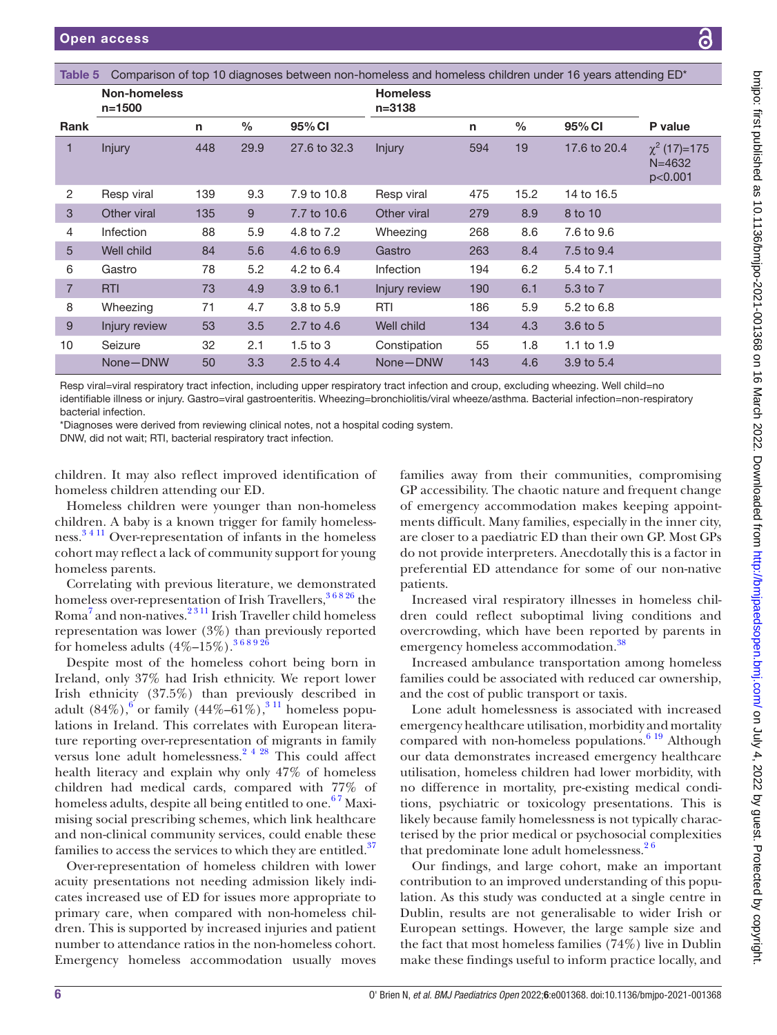Table 5 Comparison of top 10 diagnoses between non-homeless and homeless children under 16 years attending ED*

| Rank | Non-homeless n=1500 | n | % | 95% CI | Homeless n=3138 | n | % | 95% CI | P value |
|---|---|---|---|---|---|---|---|---|---|
| 1 | Injury | 448 | 29.9 | 27.6 to 32.3 | Injury | 594 | 19 | 17.6 to 20.4 | $\chi^2$ (17)=175 N=4632 p<0.001 |
| 2 | Resp viral | 139 | 9.3 | 7.9 to 10.8 | Resp viral | 475 | 15.2 | 14 to 16.5 | |
| 3 | Other viral | 135 | 9 | 7.7 to 10.6 | Other viral | 279 | 8.9 | 8 to 10 | |
| 4 | Infection | 88 | 5.9 | 4.8 to 7.2 | Wheezing | 268 | 8.6 | 7.6 to 9.6 | |
| 5 | Well child | 84 | 5.6 | 4.6 to 6.9 | Gastro | 263 | 8.4 | 7.5 to 9.4 | |
| 6 | Gastro | 78 | 5.2 | 4.2 to 6.4 | Infection | 194 | 6.2 | 5.4 to 7.1 | |
| 7 | RTI | 73 | 4.9 | 3.9 to 6.1 | Injury review | 190 | 6.1 | 5.3 to 7 | |
| 8 | Wheezing | 71 | 4.7 | 3.8 to 5.9 | RTI | 186 | 5.9 | 5.2 to 6.8 | |
| 9 | Injury review | 53 | 3.5 | 2.7 to 4.6 | Well child | 134 | 4.3 | 3.6 to 5 | |
| 10 | Seizure | 32 | 2.1 | 1.5 to 3 | Constipation | 55 | 1.8 | 1.1 to 1.9 | |
| | None—DNW | 50 | 3.3 | 2.5 to 4.4 | None—DNW | 143 | 4.6 | 3.9 to 5.4 | |

Resp viral=viral respiratory tract infection, including upper respiratory tract infection and croup, excluding wheezing. Well child=no identifiable illness or injury. Gastro=viral gastroenteritis. Wheezing=bronchiolitis/viral wheeze/asthma. Bacterial infection=non-respiratory bacterial infection.

*Diagnoses were derived from reviewing clinical notes, not a hospital coding system.

DNW, did not wait; RTI, bacterial respiratory tract infection.

children. It may also reflect improved identification of homeless children attending our ED.

Homeless children were younger than non-homeless children. A baby is a known trigger for family homelessness.[3 4 11] Over-representation of infants in the homeless cohort may reflect a lack of community support for young homeless parents.

Correlating with previous literature, we demonstrated homeless over-representation of Irish Travellers,[3 6 8 26] the Roma[7] and non-natives.[2 3 11] Irish Traveller child homeless representation was lower (3%) than previously reported for homeless adults (4%–15%).[3 6 8 9 26]

Despite most of the homeless cohort being born in Ireland, only 37% had Irish ethnicity. We report lower Irish ethnicity (37.5%) than previously described in adult (84%),[6] or family (44%–61%),[3 11] homeless populations in Ireland. This correlates with European literature reporting over-representation of migrants in family versus lone adult homelessness.[2 4 28] This could affect health literacy and explain why only 47% of homeless children had medical cards, compared with 77% of homeless adults, despite all being entitled to one.[6 7] Maximising social prescribing schemes, which link healthcare and non-clinical community services, could enable these families to access the services to which they are entitled.[37]

Over-representation of homeless children with lower acuity presentations not needing admission likely indicates increased use of ED for issues more appropriate to primary care, when compared with non-homeless children. This is supported by increased injuries and patient number to attendance ratios in the non-homeless cohort. Emergency homeless accommodation usually moves families away from their communities, compromising GP accessibility. The chaotic nature and frequent change of emergency accommodation makes keeping appointments difficult. Many families, especially in the inner city, are closer to a paediatric ED than their own GP. Most GPs do not provide interpreters. Anecdotally this is a factor in preferential ED attendance for some of our non-native patients.

Increased viral respiratory illnesses in homeless children could reflect suboptimal living conditions and overcrowding, which have been reported by parents in emergency homeless accommodation.[38]

Increased ambulance transportation among homeless families could be associated with reduced car ownership, and the cost of public transport or taxis.

Lone adult homelessness is associated with increased emergency healthcare utilisation, morbidity and mortality compared with non-homeless populations.[6 19] Although our data demonstrates increased emergency healthcare utilisation, homeless children had lower morbidity, with no difference in mortality, pre-existing medical conditions, psychiatric or toxicology presentations. This is likely because family homelessness is not typically characterised by the prior medical or psychosocial complexities that predominate lone adult homelessness.[2 6]

Our findings, and large cohort, make an important contribution to an improved understanding of this population. As this study was conducted at a single centre in Dublin, results are not generalisable to wider Irish or European settings. However, the large sample size and the fact that most homeless families (74%) live in Dublin make these findings useful to inform practice locally, and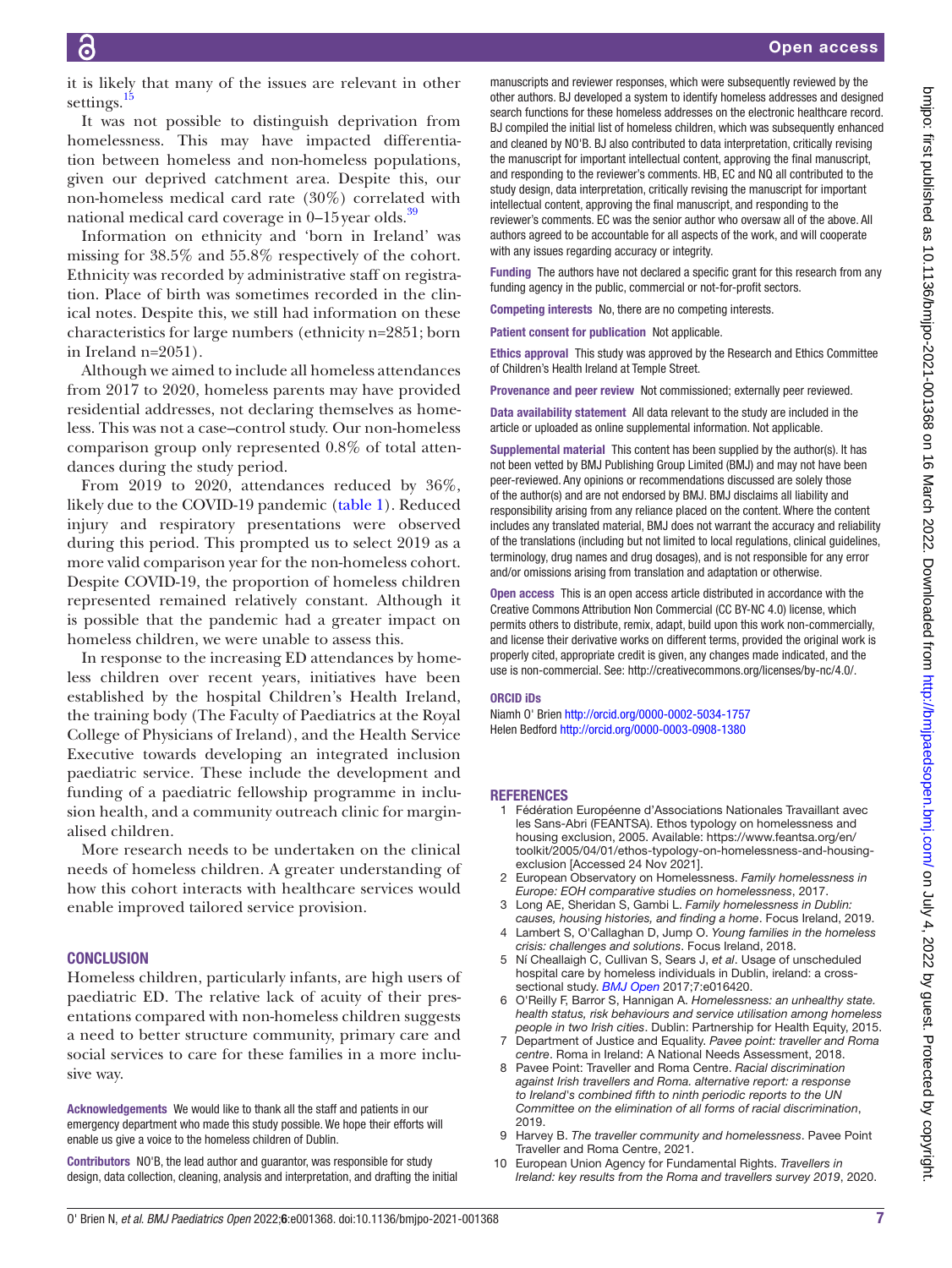it is likely that many of the issues are relevant in other settings.[15]

It was not possible to distinguish deprivation from homelessness. This may have impacted differentiation between homeless and non-homeless populations, given our deprived catchment area. Despite this, our non-homeless medical card rate (30%) correlated with national medical card coverage in 0–15 year olds.[39]

Information on ethnicity and 'born in Ireland' was missing for 38.5% and 55.8% respectively of the cohort. Ethnicity was recorded by administrative staff on registration. Place of birth was sometimes recorded in the clinical notes. Despite this, we still had information on these characteristics for large numbers (ethnicity n=2851; born in Ireland n=2051).

Although we aimed to include all homeless attendances from 2017 to 2020, homeless parents may have provided residential addresses, not declaring themselves as homeless. This was not a case–control study. Our non-homeless comparison group only represented 0.8% of total attendances during the study period.

From 2019 to 2020, attendances reduced by 36%, likely due to the COVID-19 pandemic (table 1). Reduced injury and respiratory presentations were observed during this period. This prompted us to select 2019 as a more valid comparison year for the non-homeless cohort. Despite COVID-19, the proportion of homeless children represented remained relatively constant. Although it is possible that the pandemic had a greater impact on homeless children, we were unable to assess this.

In response to the increasing ED attendances by homeless children over recent years, initiatives have been established by the hospital Children's Health Ireland, the training body (The Faculty of Paediatrics at the Royal College of Physicians of Ireland), and the Health Service Executive towards developing an integrated inclusion paediatric service. These include the development and funding of a paediatric fellowship programme in inclusion health, and a community outreach clinic for marginalised children.

More research needs to be undertaken on the clinical needs of homeless children. A greater understanding of how this cohort interacts with healthcare services would enable improved tailored service provision.

## CONCLUSION

Homeless children, particularly infants, are high users of paediatric ED. The relative lack of acuity of their presentations compared with non-homeless children suggests a need to better structure community, primary care and social services to care for these families in a more inclusive way.

**Acknowledgements** We would like to thank all the staff and patients in our emergency department who made this study possible. We hope their efforts will enable us give a voice to the homeless children of Dublin.

**Contributors** NO'B, the lead author and guarantor, was responsible for study design, data collection, cleaning, analysis and interpretation, and drafting the initial manuscripts and reviewer responses, which were subsequently reviewed by the other authors. BJ developed a system to identify homeless addresses and designed search functions for these homeless addresses on the electronic healthcare record. BJ compiled the initial list of homeless children, which was subsequently enhanced and cleaned by NO'B. BJ also contributed to data interpretation, critically revising the manuscript for important intellectual content, approving the final manuscript, and responding to the reviewer's comments. HB, EC and NQ all contributed to the study design, data interpretation, critically revising the manuscript for important intellectual content, approving the final manuscript, and responding to the reviewer's comments. EC was the senior author who oversaw all of the above. All authors agreed to be accountable for all aspects of the work, and will cooperate with any issues regarding accuracy or integrity.

**Funding** The authors have not declared a specific grant for this research from any funding agency in the public, commercial or not-for-profit sectors.

**Competing interests** No, there are no competing interests.

**Patient consent for publication** Not applicable.

**Ethics approval** This study was approved by the Research and Ethics Committee of Children's Health Ireland at Temple Street.

**Provenance and peer review** Not commissioned; externally peer reviewed.

**Data availability statement** All data relevant to the study are included in the article or uploaded as online supplemental information. Not applicable.

**Supplemental material** This content has been supplied by the author(s). It has not been vetted by BMJ Publishing Group Limited (BMJ) and may not have been peer-reviewed. Any opinions or recommendations discussed are solely those of the author(s) and are not endorsed by BMJ. BMJ disclaims all liability and responsibility arising from any reliance placed on the content. Where the content includes any translated material, BMJ does not warrant the accuracy and reliability of the translations (including but not limited to local regulations, clinical guidelines, terminology, drug names and drug dosages), and is not responsible for any error and/or omissions arising from translation and adaptation or otherwise.

**Open access** This is an open access article distributed in accordance with the Creative Commons Attribution Non Commercial (CC BY-NC 4.0) license, which permits others to distribute, remix, adapt, build upon this work non-commercially, and license their derivative works on different terms, provided the original work is properly cited, appropriate credit is given, any changes made indicated, and the use is non-commercial. See: http://creativecommons.org/licenses/by-nc/4.0/.

**ORCID iDs**

Niamh O' Brien http://orcid.org/0000-0002-5034-1757
Helen Bedford http://orcid.org/0000-0003-0908-1380

## REFERENCES

1. Fédération Européenne d'Associations Nationales Travaillant avec les Sans-Abri (FEANTSA). Ethos typology on homelessness and housing exclusion, 2005. Available: https://www.feantsa.org/en/toolkit/2005/04/01/ethos-typology-on-homelessness-and-housing-exclusion [Accessed 24 Nov 2021].
2. European Observatory on Homelessness. *Family homelessness in Europe: EOH comparative studies on homelessness*, 2017.
3. Long AE, Sheridan S, Gambi L. *Family homelessness in Dublin: causes, housing histories, and finding a home*. Focus Ireland, 2019.
4. Lambert S, O'Callaghan D, Jump O. *Young families in the homeless crisis: challenges and solutions*. Focus Ireland, 2018.
5. Ní Cheallaigh C, Cullivan S, Sears J, *et al*. Usage of unscheduled hospital care by homeless individuals in Dublin, ireland: a cross-sectional study. *BMJ Open* 2017;7:e016420.
6. O'Reilly F, Barror S, Hannigan A. *Homelessness: an unhealthy state. health status, risk behaviours and service utilisation among homeless people in two Irish cities*. Dublin: Partnership for Health Equity, 2015.
7. Department of Justice and Equality. *Pavee point: traveller and Roma centre*. Roma in Ireland: A National Needs Assessment, 2018.
8. Pavee Point: Traveller and Roma Centre. *Racial discrimination against Irish travellers and Roma. alternative report: a response to Ireland's combined fifth to ninth periodic reports to the UN Committee on the elimination of all forms of racial discrimination*, 2019.
9. Harvey B. *The traveller community and homelessness*. Pavee Point Traveller and Roma Centre, 2021.
10. European Union Agency for Fundamental Rights. *Travellers in Ireland: key results from the Roma and travellers survey 2019*, 2020.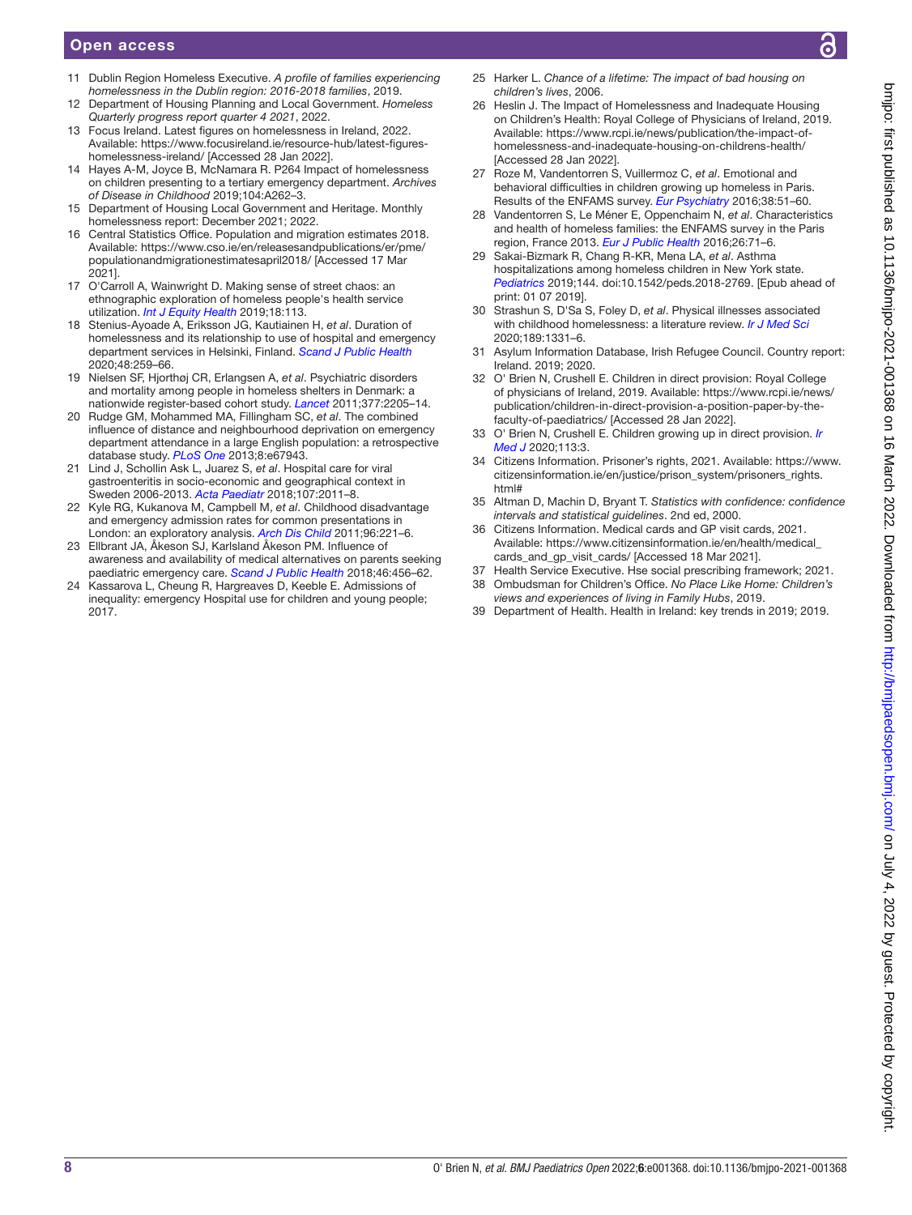11 Dublin Region Homeless Executive. *A profile of families experiencing homelessness in the Dublin region: 2016-2018 families*, 2019.
12 Department of Housing Planning and Local Government. *Homeless Quarterly progress report quarter 4 2021*, 2022.
13 Focus Ireland. Latest figures on homelessness in Ireland, 2022. Available: https://www.focusireland.ie/resource-hub/latest-figures-homelessness-ireland/ [Accessed 28 Jan 2022].
14 Hayes A-M, Joyce B, McNamara R. P264 Impact of homelessness on children presenting to a tertiary emergency department. *Archives of Disease in Childhood* 2019;104:A262–3.
15 Department of Housing Local Government and Heritage. Monthly homelessness report: December 2021; 2022.
16 Central Statistics Office. Population and migration estimates 2018. Available: https://www.cso.ie/en/releasesandpublications/er/pme/populationandmigrationestimatesapril2018/ [Accessed 17 Mar 2021].
17 O'Carroll A, Wainwright D. Making sense of street chaos: an ethnographic exploration of homeless people's health service utilization. *Int J Equity Health* 2019;18:113.
18 Stenius-Ayoade A, Eriksson JG, Kautiainen H, *et al*. Duration of homelessness and its relationship to use of hospital and emergency department services in Helsinki, Finland. *Scand J Public Health* 2020;48:259–66.
19 Nielsen SF, Hjorthøj CR, Erlangsen A, *et al*. Psychiatric disorders and mortality among people in homeless shelters in Denmark: a nationwide register-based cohort study. *Lancet* 2011;377:2205–14.
20 Rudge GM, Mohammed MA, Fillingham SC, *et al*. The combined influence of distance and neighbourhood deprivation on emergency department attendance in a large English population: a retrospective database study. *PLoS One* 2013;8:e67943.
21 Lind J, Schollin Ask L, Juarez S, *et al*. Hospital care for viral gastroenteritis in socio-economic and geographical context in Sweden 2006-2013. *Acta Paediatr* 2018;107:2011–8.
22 Kyle RG, Kukanova M, Campbell M, *et al*. Childhood disadvantage and emergency admission rates for common presentations in London: an exploratory analysis. *Arch Dis Child* 2011;96:221–6.
23 Ellbrant JA, Åkeson SJ, Karlsland Åkeson PM. Influence of awareness and availability of medical alternatives on parents seeking paediatric emergency care. *Scand J Public Health* 2018;46:456–62.
24 Kassarova L, Cheung R, Hargreaves D, Keeble E. Admissions of inequality: emergency Hospital use for children and young people; 2017.
25 Harker L. *Chance of a lifetime: The impact of bad housing on children's lives*, 2006.
26 Heslin J. The Impact of Homelessness and Inadequate Housing on Children's Health: Royal College of Physicians of Ireland, 2019. Available: https://www.rcpi.ie/news/publication/the-impact-of-homelessness-and-inadequate-housing-on-childrens-health/ [Accessed 28 Jan 2022].
27 Roze M, Vandentorren S, Vuillermoz C, *et al*. Emotional and behavioral difficulties in children growing up homeless in Paris. Results of the ENFAMS survey. *Eur Psychiatry* 2016;38:51–60.
28 Vandentorren S, Le Méner E, Oppenchaim N, *et al*. Characteristics and health of homeless families: the ENFAMS survey in the Paris region, France 2013. *Eur J Public Health* 2016;26:71–6.
29 Sakai-Bizmark R, Chang R-KR, Mena LA, *et al*. Asthma hospitalizations among homeless children in New York state. *Pediatrics* 2019;144. doi:10.1542/peds.2018-2769. [Epub ahead of print: 01 07 2019].
30 Strashun S, D'Sa S, Foley D, *et al*. Physical illnesses associated with childhood homelessness: a literature review. *Ir J Med Sci* 2020;189:1331–6.
31 Asylum Information Database, Irish Refugee Council. Country report: Ireland. 2019; 2020.
32 O' Brien N, Crushell E. Children in direct provision: Royal College of physicians of Ireland, 2019. Available: https://www.rcpi.ie/news/publication/children-in-direct-provision-a-position-paper-by-the-faculty-of-paediatrics/ [Accessed 28 Jan 2022].
33 O' Brien N, Crushell E. Children growing up in direct provision. *Ir Med J* 2020;113:3.
34 Citizens Information. Prisoner's rights, 2021. Available: https://www.citizensinformation.ie/en/justice/prison_system/prisoners_rights.html#
35 Altman D, Machin D, Bryant T. *Statistics with confidence: confidence intervals and statistical guidelines*. 2nd ed, 2000.
36 Citizens Information. Medical cards and GP visit cards, 2021. Available: https://www.citizensinformation.ie/en/health/medical_cards_and_gp_visit_cards/ [Accessed 18 Mar 2021].
37 Health Service Executive. Hse social prescribing framework; 2021.
38 Ombudsman for Children's Office. *No Place Like Home: Children's views and experiences of living in Family Hubs*, 2019.
39 Department of Health. Health in Ireland: key trends in 2019; 2019.